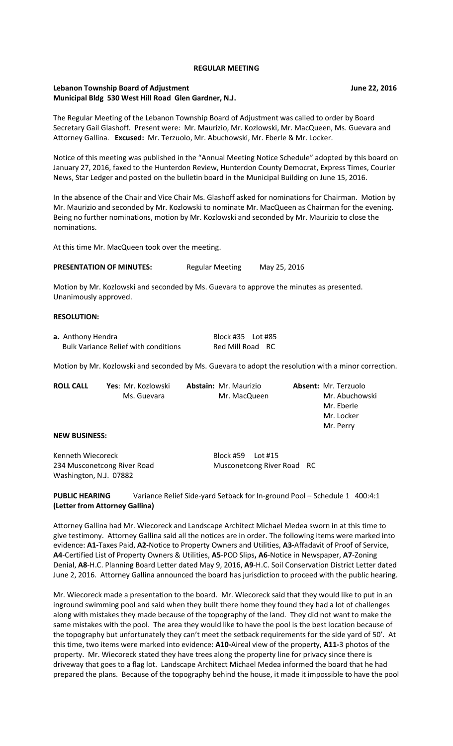# REGULAR MEETING

**Lebanon Township Board of Adjustment** **June 22, 2016**
**Municipal Bldg 530 West Hill Road Glen Gardner, N.J.**

The Regular Meeting of the Lebanon Township Board of Adjustment was called to order by Board Secretary Gail Glashoff. Present were: Mr. Maurizio, Mr. Kozlowski, Mr. MacQueen, Ms. Guevara and Attorney Gallina. **Excused:** Mr. Terzuolo, Mr. Abuchowski, Mr. Eberle & Mr. Locker.

Notice of this meeting was published in the "Annual Meeting Notice Schedule" adopted by this board on January 27, 2016, faxed to the Hunterdon Review, Hunterdon County Democrat, Express Times, Courier News, Star Ledger and posted on the bulletin board in the Municipal Building on June 15, 2016.

In the absence of the Chair and Vice Chair Ms. Glashoff asked for nominations for Chairman. Motion by Mr. Maurizio and seconded by Mr. Kozlowski to nominate Mr. MacQueen as Chairman for the evening. Being no further nominations, motion by Mr. Kozlowski and seconded by Mr. Maurizio to close the nominations.

At this time Mr. MacQueen took over the meeting.

**PRESENTATION OF MINUTES:** Regular Meeting May 25, 2016

Motion by Mr. Kozlowski and seconded by Ms. Guevara to approve the minutes as presented. Unanimously approved.

**RESOLUTION:**

**a.** Anthony Hendra Block #35 Lot #85
Bulk Variance Relief with conditions Red Mill Road RC

Motion by Mr. Kozlowski and seconded by Ms. Guevara to adopt the resolution with a minor correction.

| **ROLL CALL** | **Yes**: Mr. Kozlowski | **Abstain:** Mr. Maurizio | **Absent:** Mr. Terzuolo |
|---|---|---|---|
| | Ms. Guevara | Mr. MacQueen | Mr. Abuchowski |
| | | | Mr. Eberle |
| | | | Mr. Locker |
| | | | Mr. Perry |

**NEW BUSINESS:**

Kenneth Wiecoreck Block #59 Lot #15
234 Musconetcong River Road Musconetcong River Road RC
Washington, N.J. 07882

**PUBLIC HEARING** Variance Relief Side-yard Setback for In-ground Pool – Schedule 1 400:4:1
**(Letter from Attorney Gallina)**

Attorney Gallina had Mr. Wiecoreck and Landscape Architect Michael Medea sworn in at this time to give testimony. Attorney Gallina said all the notices are in order. The following items were marked into evidence: **A1-**Taxes Paid, **A2-**Notice to Property Owners and Utilities, **A3-**Affadavit of Proof of Service, **A4**-Certified List of Property Owners & Utilities, **A5**-POD Slips**, A6**-Notice in Newspaper, **A7**-Zoning Denial, **A8**-H.C. Planning Board Letter dated May 9, 2016, **A9**-H.C. Soil Conservation District Letter dated June 2, 2016. Attorney Gallina announced the board has jurisdiction to proceed with the public hearing.

Mr. Wiecoreck made a presentation to the board. Mr. Wiecoreck said that they would like to put in an inground swimming pool and said when they built there home they found they had a lot of challenges along with mistakes they made because of the topography of the land. They did not want to make the same mistakes with the pool. The area they would like to have the pool is the best location because of the topography but unfortunately they can't meet the setback requirements for the side yard of 50'. At this time, two items were marked into evidence: **A10-**Aireal view of the property, **A11-**3 photos of the property. Mr. Wiecoreck stated they have trees along the property line for privacy since there is driveway that goes to a flag lot. Landscape Architect Michael Medea informed the board that he had prepared the plans. Because of the topography behind the house, it made it impossible to have the pool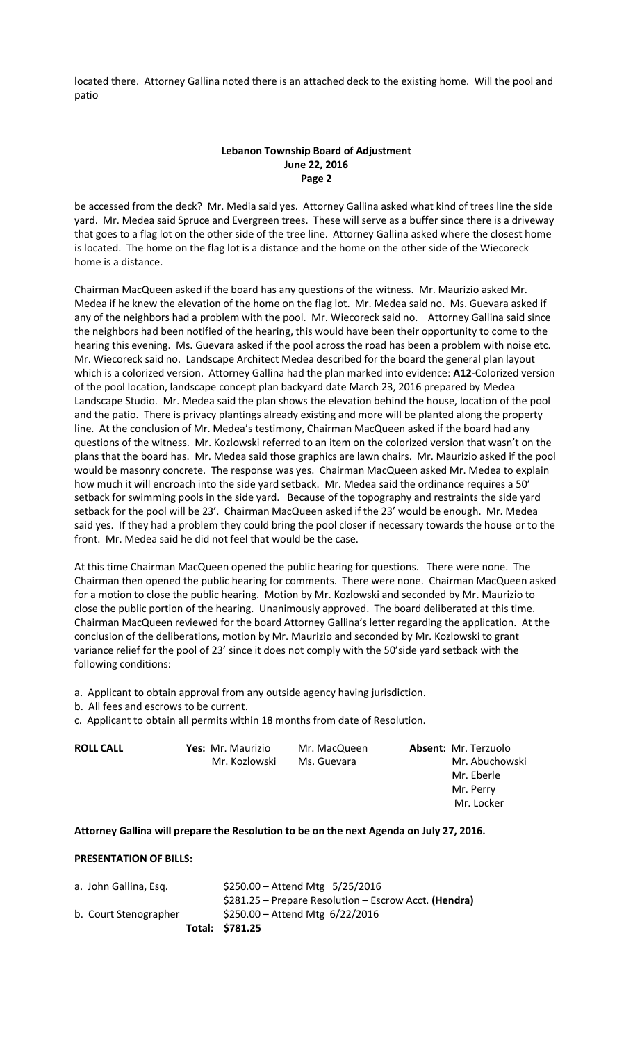located there. Attorney Gallina noted there is an attached deck to the existing home. Will the pool and patio

be accessed from the deck? Mr. Media said yes. Attorney Gallina asked what kind of trees line the side yard. Mr. Medea said Spruce and Evergreen trees. These will serve as a buffer since there is a driveway that goes to a flag lot on the other side of the tree line. Attorney Gallina asked where the closest home is located. The home on the flag lot is a distance and the home on the other side of the Wiecoreck home is a distance.

Chairman MacQueen asked if the board has any questions of the witness. Mr. Maurizio asked Mr. Medea if he knew the elevation of the home on the flag lot. Mr. Medea said no. Ms. Guevara asked if any of the neighbors had a problem with the pool. Mr. Wiecoreck said no. Attorney Gallina said since the neighbors had been notified of the hearing, this would have been their opportunity to come to the hearing this evening. Ms. Guevara asked if the pool across the road has been a problem with noise etc. Mr. Wiecoreck said no. Landscape Architect Medea described for the board the general plan layout which is a colorized version. Attorney Gallina had the plan marked into evidence: **A12**-Colorized version of the pool location, landscape concept plan backyard date March 23, 2016 prepared by Medea Landscape Studio. Mr. Medea said the plan shows the elevation behind the house, location of the pool and the patio. There is privacy plantings already existing and more will be planted along the property line. At the conclusion of Mr. Medea's testimony, Chairman MacQueen asked if the board had any questions of the witness. Mr. Kozlowski referred to an item on the colorized version that wasn't on the plans that the board has. Mr. Medea said those graphics are lawn chairs. Mr. Maurizio asked if the pool would be masonry concrete. The response was yes. Chairman MacQueen asked Mr. Medea to explain how much it will encroach into the side yard setback. Mr. Medea said the ordinance requires a 50' setback for swimming pools in the side yard. Because of the topography and restraints the side yard setback for the pool will be 23'. Chairman MacQueen asked if the 23' would be enough. Mr. Medea said yes. If they had a problem they could bring the pool closer if necessary towards the house or to the front. Mr. Medea said he did not feel that would be the case.

At this time Chairman MacQueen opened the public hearing for questions. There were none. The Chairman then opened the public hearing for comments. There were none. Chairman MacQueen asked for a motion to close the public hearing. Motion by Mr. Kozlowski and seconded by Mr. Maurizio to close the public portion of the hearing. Unanimously approved. The board deliberated at this time. Chairman MacQueen reviewed for the board Attorney Gallina's letter regarding the application. At the conclusion of the deliberations, motion by Mr. Maurizio and seconded by Mr. Kozlowski to grant variance relief for the pool of 23' since it does not comply with the 50'side yard setback with the following conditions:

a. Applicant to obtain approval from any outside agency having jurisdiction.
b. All fees and escrows to be current.
c. Applicant to obtain all permits within 18 months from date of Resolution.

| **ROLL CALL** | **Yes:** Mr. Maurizio | Mr. MacQueen | **Absent:** Mr. Terzuolo |
|---|---|---|---|
| | Mr. Kozlowski | Ms. Guevara | Mr. Abuchowski |
| | | | Mr. Eberle |
| | | | Mr. Perry |
| | | | Mr. Locker |

**Attorney Gallina will prepare the Resolution to be on the next Agenda on July 27, 2016.**

**PRESENTATION OF BILLS:**

| | |
|---|---|
| a. John Gallina, Esq. | $250.00 – Attend Mtg 5/25/2016 |
| | $281.25 – Prepare Resolution – Escrow Acct. **(Hendra)** |
| b. Court Stenographer | $250.00 – Attend Mtg 6/22/2016 |
| **Total:** | **$781.25** |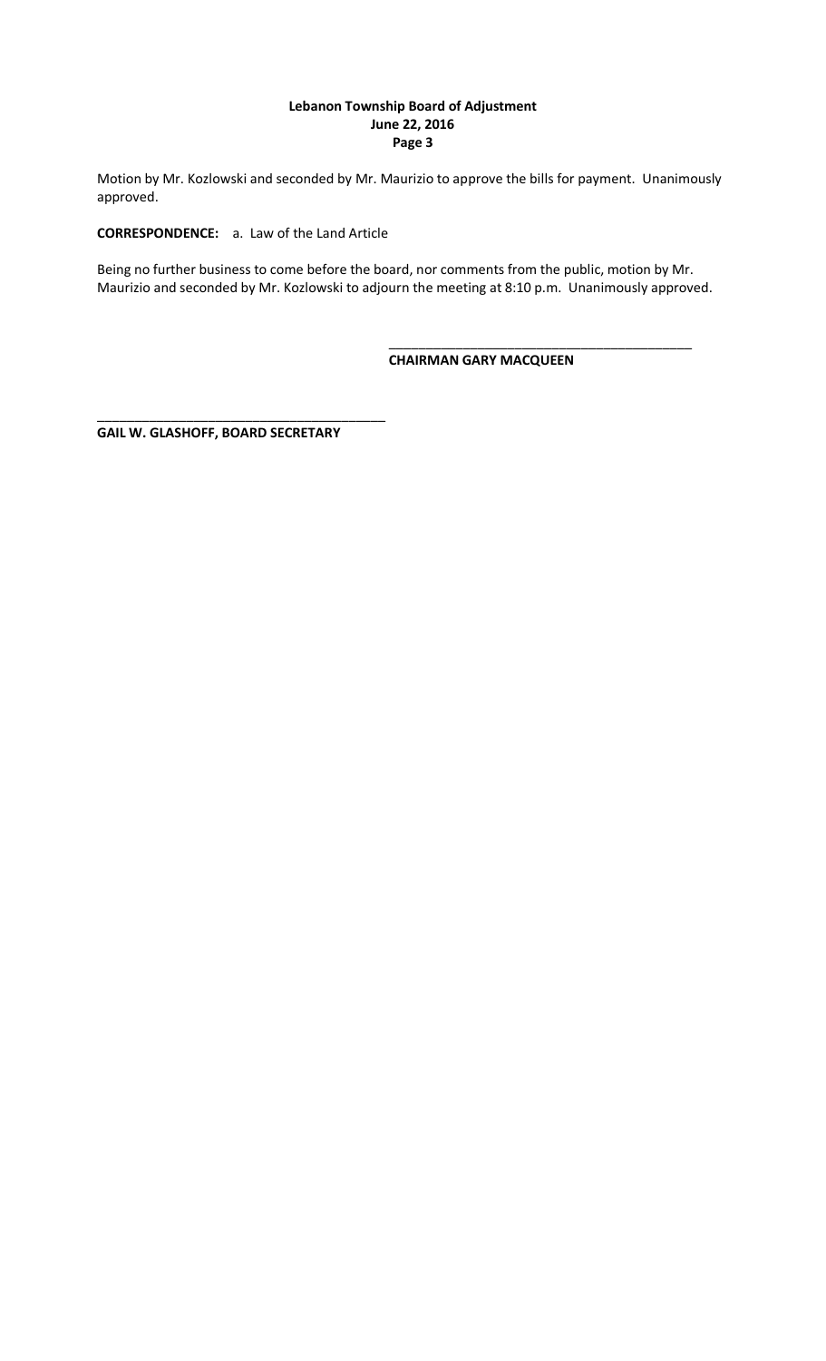Motion by Mr. Kozlowski and seconded by Mr. Maurizio to approve the bills for payment. Unanimously approved.

**CORRESPONDENCE:** a. Law of the Land Article

Being no further business to come before the board, nor comments from the public, motion by Mr. Maurizio and seconded by Mr. Kozlowski to adjourn the meeting at 8:10 p.m. Unanimously approved.

\_\_\_\_\_\_\_\_\_\_\_\_\_\_\_\_\_\_\_\_\_\_\_\_\_\_\_\_\_\_\_\_\_\_\_\_\_\_\_\_\_\_

**CHAIRMAN GARY MACQUEEN**

\_\_\_\_\_\_\_\_\_\_\_\_\_\_\_\_\_\_\_\_\_\_\_\_\_\_\_\_\_\_\_\_\_\_\_\_\_\_\_\_\_\_

**GAIL W. GLASHOFF, BOARD SECRETARY**